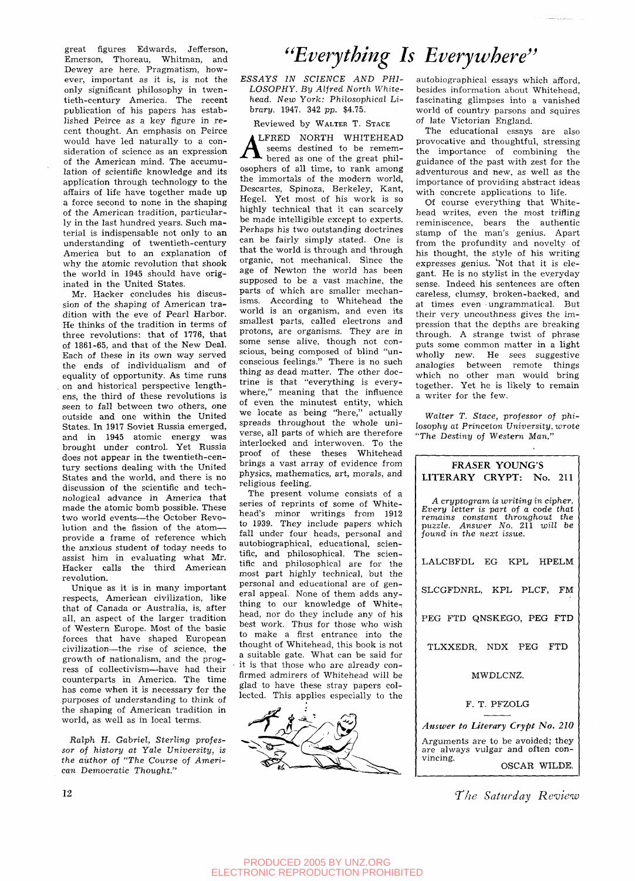great figures Edwards, Jefferson, Emerson, Thoreau, Whitman, and Dewey are here. Pragmatism, however, important as it is, is not the only significant philosophy in twentieth-century America. The recent publication of his papers has established Peirce as a key figure in recent thought. An emphasis on Peirce would have led naturally to a consideration of science as an expression of the American mind. The accumulation of scientific knowledge and its application through technology to the affairs of life have together made up a force second to none in the shaping of the American tradition, particularly in the last hundred years. Such material is indispensable not only to an understanding of twentieth-century America but to an explanation of why the atomic revolution that shook the world in 1945 should have originated in the United States.

Mr. Hacker concludes his discussion of the shaping of American tradition with the eve of Pearl Harbor. He thinks of the tradition in terms of three revolutions: that of 1776, that of 1861-65, and that of the New Deal. Each of these in its own way served the ends of individualism and of equality of opportunity. As time runs on and historical perspective lengthens, the third of these revolutions is seen to fall between two others, one outside and one within the United States. In 1917 Soviet Russia emerged, and in 1945 atomic energy was brought under control. Yet Russia does not appear in the twentieth-century sections dealing with the United States and the world, and there is no discussion of the scientific and technological advance in America that made the atomic bomb possible. These two world events—the October Revolution and the fission of the atom—provide a frame of reference which the anxious student of today needs to assist him in evaluating what Mr. Hacker calls the third American revolution.

Unique as it is in many important respects, American civilization, like that of Canada or Australia, is, after all, an aspect of the larger tradition of Western Europe. Most of the basic forces that have shaped European civilization—the rise of science, the growth of nationalism, and the progress of collectivism—have had their counterparts in America. The time has come when it is necessary for the purposes of understanding to think of the shaping of American tradition in world, as well as in local terms.

*Ralph H. Gabriel, Sterling professor of history at Yale University, is the author of "The Course of American Democratic Thought."*

# "Everything Is Everywhere"

*ESSAYS IN SCIENCE AND PHILOSOPHY. By Alfred North Whitehead. New York: Philosophical Library. 1947. 342 pp. $4.75.*

Reviewed by WALTER T. STACE

ALFRED NORTH WHITEHEAD seems destined to be remembered as one of the great philosophers of all time, to rank among the immortals of the modern world, Descartes, Spinoza, Berkeley, Kant, Hegel. Yet most of his work is so highly technical that it can scarcely be made intelligible except to experts. Perhaps his two outstanding doctrines can be fairly simply stated. One is that the world is through and through organic, not mechanical. Since the age of Newton the world has been supposed to be a vast machine, the parts of which are smaller mechanisms. According to Whitehead the world is an organism, and even its smallest parts, called electrons and protons, are organisms. They are in some sense alive, though not conscious, being composed of blind "unconscious feelings." There is no such thing as dead matter. The other doctrine is that "everything is everywhere," meaning that the influence of even the minutest entity, which we locate as being "here," actually spreads throughout the whole universe, all parts of which are therefore interlocked and interwoven. To the proof of these theses Whitehead brings a vast array of evidence from physics, mathematics, art, morals, and religious feeling.

The present volume consists of a series of reprints of some of Whitehead's minor writings from 1912 to 1939. They include papers which fall under four heads, personal and autobiographical, educational, scientific, and philosophical. The scientific and philosophical are for the most part highly technical, but the personal and educational are of general appeal. None of them adds anything to our knowledge of Whitehead, nor do they include any of his best work. Thus for those who wish to make a first entrance into the thought of Whitehead, this book is not a suitable gate. What can be said for it is that those who are already confirmed admirers of Whitehead will be glad to have these stray papers collected. This applies especially to the autobiographical essays which afford, besides information about Whitehead, fascinating glimpses into a vanished world of country parsons and squires of late Victorian England.

The educational essays are also provocative and thoughtful, stressing the importance of combining the guidance of the past with zest for the adventurous and new, as well as the importance of providing abstract ideas with concrete applications to life.

Of course everything that Whitehead writes, even the most trifling reminiscence, bears the authentic stamp of the man's genius. Apart from the profundity and novelty of his thought, the style of his writing expresses genius. Not that it is elegant. He is no stylist in the everyday sense. Indeed his sentences are often careless, clumsy, broken-backed, and at times even ungrammatical. But their very uncouthness gives the impression that the depths are breaking through. A strange twist of phrase puts some common matter in a light wholly new. He sees suggestive analogies between remote things which no other man would bring together. Yet he is likely to remain a writer for the few.

*Walter T. Stace, professor of philosophy at Princeton University, wrote "The Destiny of Western Man."*

## FRASER YOUNG'S LITERARY CRYPT: No. 211

*A cryptogram is writing in cipher. Every letter is part of a code that remains constant throughout the puzzle. Answer No. 211 will be found in the next issue.*

LALCBFDL EG KPL HPELM

SLCGFDNRL, KPL PLCF, FM

PEG FTD QNSKEGO, PEG FTD

TLXXEDR, NDX PEG FTD

MWDLCNZ.

F. T. PFZOLG

*Answer to Literary Crypt No. 210*

Arguments are to be avoided; they are always vulgar and often convincing.

OSCAR WILDE.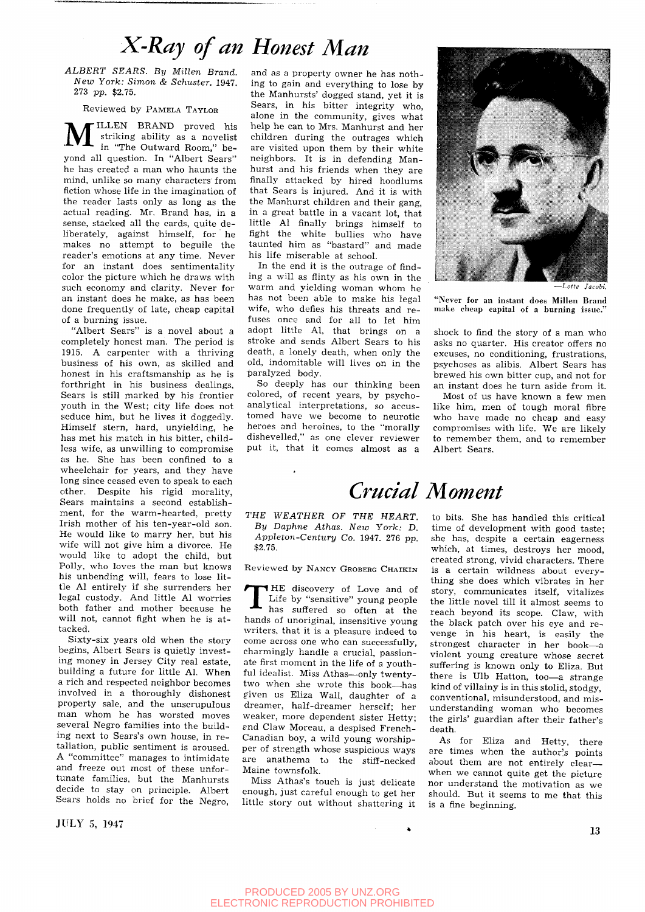# X-Ray of an Honest Man

*ALBERT SEARS. By Millen Brand. New York: Simon & Schuster. 1947. 273 pp. $2.75.*

Reviewed by PAMELA TAYLOR

MILLEN BRAND proved his striking ability as a novelist in "The Outward Room," beyond all question. In "Albert Sears" he has created a man who haunts the mind, unlike so many characters from fiction whose life in the imagination of the reader lasts only as long as the actual reading. Mr. Brand has, in a sense, stacked all the cards, quite deliberately, against himself, for he makes no attempt to beguile the reader's emotions at any time. Never for an instant does sentimentality color the picture which he draws with such economy and clarity. Never for an instant does he make, as has been done frequently of late, cheap capital of a burning issue.

"Albert Sears" is a novel about a completely honest man. The period is 1915. A carpenter with a thriving business of his own, as skilled and honest in his craftsmanship as he is forthright in his business dealings, Sears is still marked by his frontier youth in the West; city life does not seduce him, but he lives it doggedly. Himself stern, hard, unyielding, he has met his match in his bitter, childless wife, as unwilling to compromise as he. She has been confined to a wheelchair for years, and they have long since ceased even to speak to each other. Despite his rigid morality, Sears maintains a second establishment, for the warm-hearted, pretty Irish mother of his ten-year-old son. He would like to marry her, but his wife will not give him a divorce. He would like to adopt the child, but Polly, who loves the man but knows his unbending will, fears to lose little Al entirely if she surrenders her legal custody. And little Al worries both father and mother because he will not, cannot fight when he is attacked.

Sixty-six years old when the story begins, Albert Sears is quietly investing money in Jersey City real estate, building a future for little Al. When a rich and respected neighbor becomes involved in a thoroughly dishonest property sale, and the unscrupulous man whom he has worsted moves several Negro families into the building next to Sears's own house, in retaliation, public sentiment is aroused. A "committee" manages to intimidate and freeze out most of these unfortunate families, but the Manhursts decide to stay on principle. Albert Sears holds no brief for the Negro, and as a property owner he has nothing to gain and everything to lose by the Manhursts' dogged stand, yet it is Sears, in his bitter integrity who, alone in the community, gives what help he can to Mrs. Manhurst and her children during the outrages which are visited upon them by their white neighbors. It is in defending Manhurst and his friends when they are finally attacked by hired hoodlums that Sears is injured. And it is with the Manhurst children and their gang, in a great battle in a vacant lot, that little Al finally brings himself to fight the white bullies who have taunted him as "bastard" and made his life miserable at school.

In the end it is the outrage of finding a will as flinty as his own in the warm and yielding woman whom he has not been able to make his legal wife, who defies his threats and refuses once and for all to let him adopt little Al, that brings on a stroke and sends Albert Sears to his death, a lonely death, when only the old, indomitable will lives on in the paralyzed body.

So deeply has our thinking been colored, of recent years, by psychoanalytical interpretations, so accustomed have we become to neurotic heroes and heroines, to the "morally dishevelled," as one clever reviewer put it, that it comes almost as a shock to find the story of a man who asks no quarter. His creator offers no excuses, no conditioning, frustrations, psychoses as alibis. Albert Sears has brewed his own bitter cup, and not for an instant does he turn aside from it.

Most of us have known a few men like him, men of tough moral fibre who have made no cheap and easy compromises with life. We are likely to remember them, and to remember Albert Sears.

—Lotte Jacobi.

"Never for an instant does Millen Brand make cheap capital of a burning issue."

# Crucial Moment

*THE WEATHER OF THE HEART. By Daphne Athas. New York: D. Appleton-Century Co. 1947. 276 pp. $2.75.*

Reviewed by NANCY GROBERG CHAIKIN

THE discovery of Love and of Life by "sensitive" young people has suffered so often at the hands of unoriginal, insensitive young writers, that it is a pleasure indeed to come across one who can successfully, charmingly handle a crucial, passionate first moment in the life of a youthful idealist. Miss Athas—only twenty-two when she wrote this book—has given us Eliza Wall, daughter of a dreamer, half-dreamer herself; her weaker, more dependent sister Hetty; and Claw Moreau, a despised French-Canadian boy, a wild young worshipper of strength whose suspicious ways are anathema to the stiff-necked Maine townsfolk.

Miss Athas's touch is just delicate enough, just careful enough to get her little story out without shattering it to bits. She has handled this critical time of development with good taste; she has, despite a certain eagerness which, at times, destroys her mood, created strong, vivid characters. There is a certain wildness about everything she does which vibrates in her story, communicates itself, vitalizes the little novel till it almost seems to reach beyond its scope. Claw, with the black patch over his eye and revenge in his heart, is easily the strongest character in her book—a violent young creature whose secret suffering is known only to Eliza. But there is Ulb Hatton, too—a strange kind of villainy is in this stolid, stodgy, conventional, misunderstood, and misunderstanding woman who becomes the girls' guardian after their father's death.

As for Eliza and Hetty, there are times when the author's points about them are not entirely clear—when we cannot quite get the picture nor understand the motivation as we should. But it seems to me that this is a fine beginning.